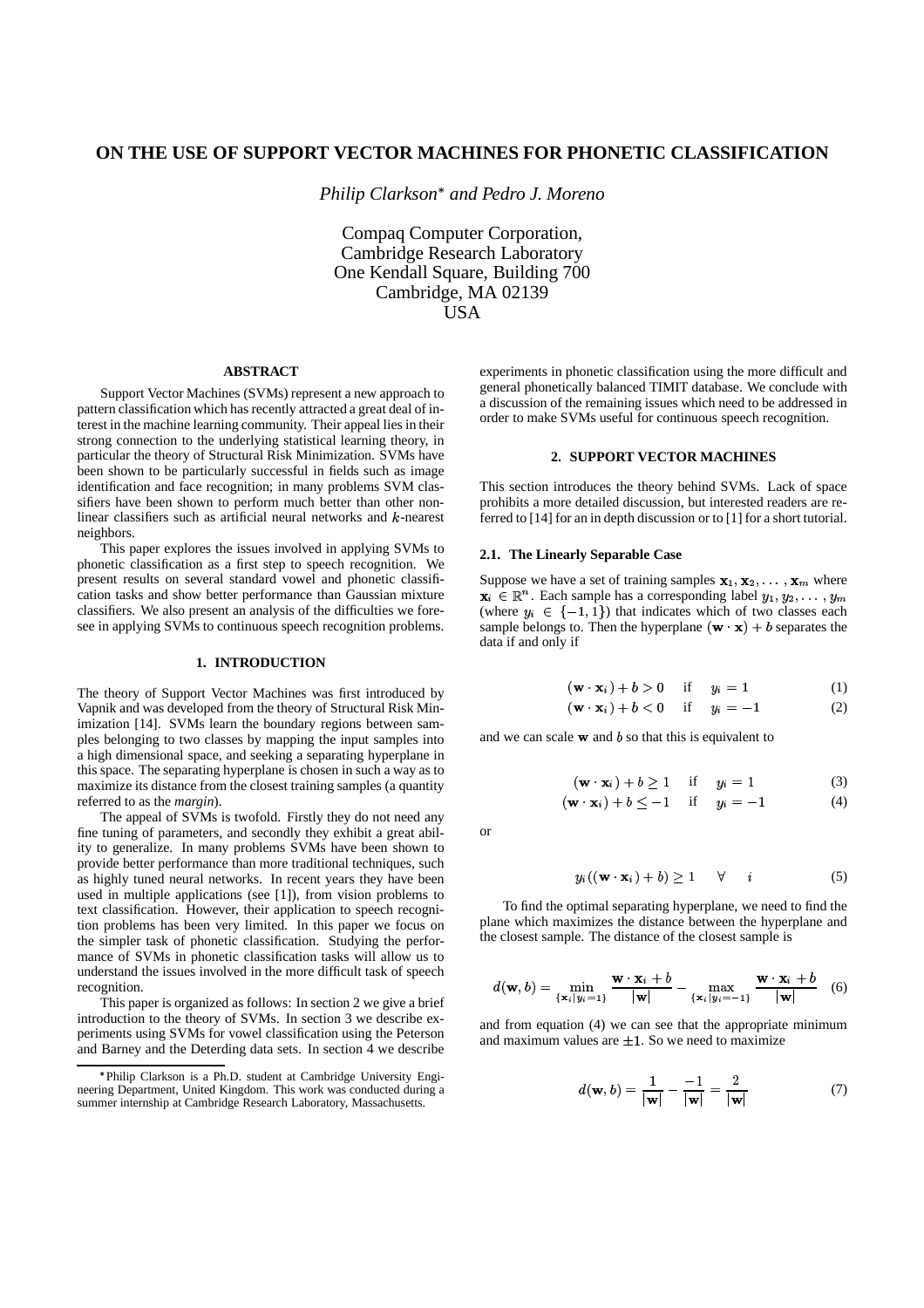# ON THE USE OF SUPPORT VECTOR MACHINES FOR PHONETIC CLASSIFICATION

*Philip Clarkson\* and Pedro J. Moreno*

Compaq Computer Corporation,
Cambridge Research Laboratory
One Kendall Square, Building 700
Cambridge, MA 02139
USA

## ABSTRACT

Support Vector Machines (SVMs) represent a new approach to pattern classification which has recently attracted a great deal of interest in the machine learning community. Their appeal lies in their strong connection to the underlying statistical learning theory, in particular the theory of Structural Risk Minimization. SVMs have been shown to be particularly successful in fields such as image identification and face recognition; in many problems SVM classifiers have been shown to perform much better than other nonlinear classifiers such as artificial neural networks and $k$-nearest neighbors.

This paper explores the issues involved in applying SVMs to phonetic classification as a first step to speech recognition. We present results on several standard vowel and phonetic classification tasks and show better performance than Gaussian mixture classifiers. We also present an analysis of the difficulties we foresee in applying SVMs to continuous speech recognition problems.

## 1. INTRODUCTION

The theory of Support Vector Machines was first introduced by Vapnik and was developed from the theory of Structural Risk Minimization [14]. SVMs learn the boundary regions between samples belonging to two classes by mapping the input samples into a high dimensional space, and seeking a separating hyperplane in this space. The separating hyperplane is chosen in such a way as to maximize its distance from the closest training samples (a quantity referred to as the *margin*).

The appeal of SVMs is twofold. Firstly they do not need any fine tuning of parameters, and secondly they exhibit a great ability to generalize. In many problems SVMs have been shown to provide better performance than more traditional techniques, such as highly tuned neural networks. In recent years they have been used in multiple applications (see [1]), from vision problems to text classification. However, their application to speech recognition problems has been very limited. In this paper we focus on the simpler task of phonetic classification. Studying the performance of SVMs in phonetic classification tasks will allow us to understand the issues involved in the more difficult task of speech recognition.

This paper is organized as follows: In section 2 we give a brief introduction to the theory of SVMs. In section 3 we describe experiments using SVMs for vowel classification using the Peterson and Barney and the Deterding data sets. In section 4 we describe experiments in phonetic classification using the more difficult and general phonetically balanced TIMIT database. We conclude with a discussion of the remaining issues which need to be addressed in order to make SVMs useful for continuous speech recognition.

\*Philip Clarkson is a Ph.D. student at Cambridge University Engineering Department, United Kingdom. This work was conducted during a summer internship at Cambridge Research Laboratory, Massachusetts.

## 2. SUPPORT VECTOR MACHINES

This section introduces the theory behind SVMs. Lack of space prohibits a more detailed discussion, but interested readers are referred to [14] for an in depth discussion or to [1] for a short tutorial.

### 2.1. The Linearly Separable Case

Suppose we have a set of training samples $\mathbf{x}_1, \mathbf{x}_2, \ldots, \mathbf{x}_m$ where $\mathbf{x}_i \in \mathbb{R}^n$. Each sample has a corresponding label $y_1, y_2, \ldots, y_m$ (where $y_i \in \{-1, 1\}$) that indicates which of two classes each sample belongs to. Then the hyperplane $(\mathbf{w} \cdot \mathbf{x}) + b$ separates the data if and only if

$$(\mathbf{w} \cdot \mathbf{x}_i) + b > 0 \quad \text{if} \quad y_i = 1 \tag{1}$$

$$(\mathbf{w} \cdot \mathbf{x}_i) + b < 0 \quad \text{if} \quad y_i = -1 \tag{2}$$

and we can scale $\mathbf{w}$ and $b$ so that this is equivalent to

$$(\mathbf{w} \cdot \mathbf{x}_i) + b \geq 1 \quad \text{if} \quad y_i = 1 \tag{3}$$

$$(\mathbf{w} \cdot \mathbf{x}_i) + b \leq -1 \quad \text{if} \quad y_i = -1 \tag{4}$$

or

$$y_i((\mathbf{w} \cdot \mathbf{x}_i) + b) \geq 1 \quad \forall \quad i \tag{5}$$

To find the optimal separating hyperplane, we need to find the plane which maximizes the distance between the hyperplane and the closest sample. The distance of the closest sample is

$$d(\mathbf{w}, b) = \min_{\{\mathbf{x}_i | y_i = 1\}} \frac{\mathbf{w} \cdot \mathbf{x}_i + b}{|\mathbf{w}|} - \max_{\{\mathbf{x}_i | y_i = -1\}} \frac{\mathbf{w} \cdot \mathbf{x}_i + b}{|\mathbf{w}|} \tag{6}$$

and from equation (4) we can see that the appropriate minimum and maximum values are $\pm 1$. So we need to maximize

$$d(\mathbf{w}, b) = \frac{1}{|\mathbf{w}|} - \frac{-1}{|\mathbf{w}|} = \frac{2}{|\mathbf{w}|} \tag{7}$$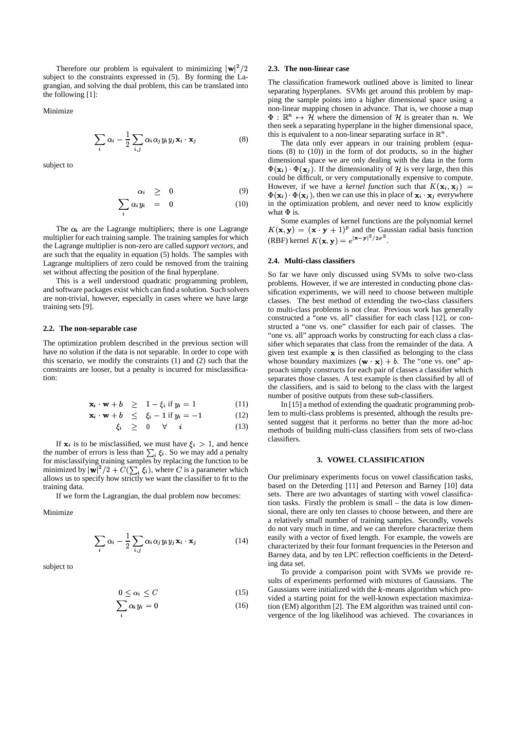Therefore our problem is equivalent to minimizing $|\mathbf{w}|^2/2$ subject to the constraints expressed in (5). By forming the Lagrangian, and solving the dual problem, this can be translated into the following [1]:

Minimize

$$\sum_i \alpha_i - \frac{1}{2}\sum_{i,j} \alpha_i \alpha_j y_i y_j \mathbf{x}_i \cdot \mathbf{x}_j \tag{8}$$

subject to

$$\alpha_i \geq 0 \tag{9}$$

$$\sum_i \alpha_i y_i = 0 \tag{10}$$

The $\alpha_i$ are the Lagrange multipliers; there is one Lagrange multiplier for each training sample. The training samples for which the Lagrange multiplier is non-zero are called *support vectors*, and are such that the equality in equation (5) holds. The samples with Lagrange multipliers of zero could be removed from the training set without affecting the position of the final hyperplane.

This is a well understood quadratic programming problem, and software packages exist which can find a solution. Such solvers are non-trivial, however, especially in cases where we have large training sets [9].

### 2.2. The non-separable case

The optimization problem described in the previous section will have no solution if the data is not separable. In order to cope with this scenario, we modify the constraints (1) and (2) such that the constraints are looser, but a penalty is incurred for misclassification:

$$\mathbf{x}_i \cdot \mathbf{w} + b \geq 1 - \xi_i \text{ if } y_i = 1 \tag{11}$$

$$\mathbf{x}_i \cdot \mathbf{w} + b \leq \xi_i - 1 \text{ if } y_i = -1 \tag{12}$$

$$\xi_i \geq 0 \quad \forall \quad i \tag{13}$$

If $\mathbf{x}_i$ is to be misclassified, we must have $\xi_i > 1$, and hence the number of errors is less than $\sum_i \xi_i$. So we may add a penalty for misclassifying training samples by replacing the function to be minimized by $|\mathbf{w}|^2/2 + C(\sum_i \xi_i)$, where $C$ is a parameter which allows us to specify how strictly we want the classifier to fit to the training data.

If we form the Lagrangian, the dual problem now becomes:

Minimize

$$\sum_i \alpha_i - \frac{1}{2}\sum_{i,j} \alpha_i \alpha_j y_i y_j \mathbf{x}_i \cdot \mathbf{x}_j \tag{14}$$

subject to

$$0 \leq \alpha_i \leq C \tag{15}$$

$$\sum_i \alpha_i y_i = 0 \tag{16}$$

### 2.3. The non-linear case

The classification framework outlined above is limited to linear separating hyperplanes. SVMs get around this problem by mapping the sample points into a higher dimensional space using a non-linear mapping chosen in advance. That is, we choose a map $\Phi : \mathbb{R}^n \mapsto \mathcal{H}$ where the dimension of $\mathcal{H}$ is greater than $n$. We then seek a separating hyperplane in the higher dimensional space, this is equivalent to a non-linear separating surface in $\mathbb{R}^n$.

The data only ever appears in our training problem (equations (8) to (10)) in the form of dot products, so in the higher dimensional space we are only dealing with the data in the form $\Phi(\mathbf{x}_i) \cdot \Phi(\mathbf{x}_j)$. If the dimensionality of $\mathcal{H}$ is very large, then this could be difficult, or very computationally expensive to compute. However, if we have a *kernel function* such that $K(\mathbf{x}_i, \mathbf{x}_j) = \Phi(\mathbf{x}_i) \cdot \Phi(\mathbf{x}_j)$, then we can use this in place of $\mathbf{x}_i \cdot \mathbf{x}_j$ everywhere in the optimization problem, and never need to know explicitly what $\Phi$ is.

Some examples of kernel functions are the polynomial kernel $K(\mathbf{x}, \mathbf{y}) = (\mathbf{x} \cdot \mathbf{y} + 1)^p$ and the Gaussian radial basis function (RBF) kernel $K(\mathbf{x}, \mathbf{y}) = e^{|\mathbf{x} - \mathbf{y}|^2/2\sigma^2}$.

### 2.4. Multi-class classifiers

So far we have only discussed using SVMs to solve two-class problems. However, if we are interested in conducting phone classification experiments, we will need to choose between multiple classes. The best method of extending the two-class classifiers to multi-class problems is not clear. Previous work has generally constructed a "one vs. all" classifier for each class [12], or constructed a "one vs. one" classifier for each pair of classes. The "one vs. all" approach works by constructing for each class a classifier which separates that class from the remainder of the data. A given test example $\mathbf{x}$ is then classified as belonging to the class whose boundary maximizes $(\mathbf{w} \cdot \mathbf{x}) + b$. The "one vs. one" approach simply constructs for each pair of classes a classifier which separates those classes. A test example is then classified by all of the classifiers, and is said to belong to the class with the largest number of positive outputs from these sub-classifiers.

In [15] a method of extending the quadratic programming problem to multi-class problems is presented, although the results presented suggest that it performs no better than the more ad-hoc methods of building multi-class classifiers from sets of two-class classifiers.

## 3. VOWEL CLASSIFICATION

Our preliminary experiments focus on vowel classification tasks, based on the Deterding [11] and Peterson and Barney [10] data sets. There are two advantages of starting with vowel classification tasks. Firstly the problem is small – the data is low dimensional, there are only ten classes to choose between, and there are a relatively small number of training samples. Secondly, vowels do not vary much in time, and we can therefore characterize them easily with a vector of fixed length. For example, the vowels are characterized by their four formant frequencies in the Peterson and Barney data, and by ten LPC reflection coefficients in the Deterding data set.

To provide a comparison point with SVMs we provide results of experiments performed with mixtures of Gaussians. The Gaussians were initialized with the $k$-means algorithm which provided a starting point for the well-known expectation maximization (EM) algorithm [2]. The EM algorithm was trained until convergence of the log likelihood was achieved. The covariances in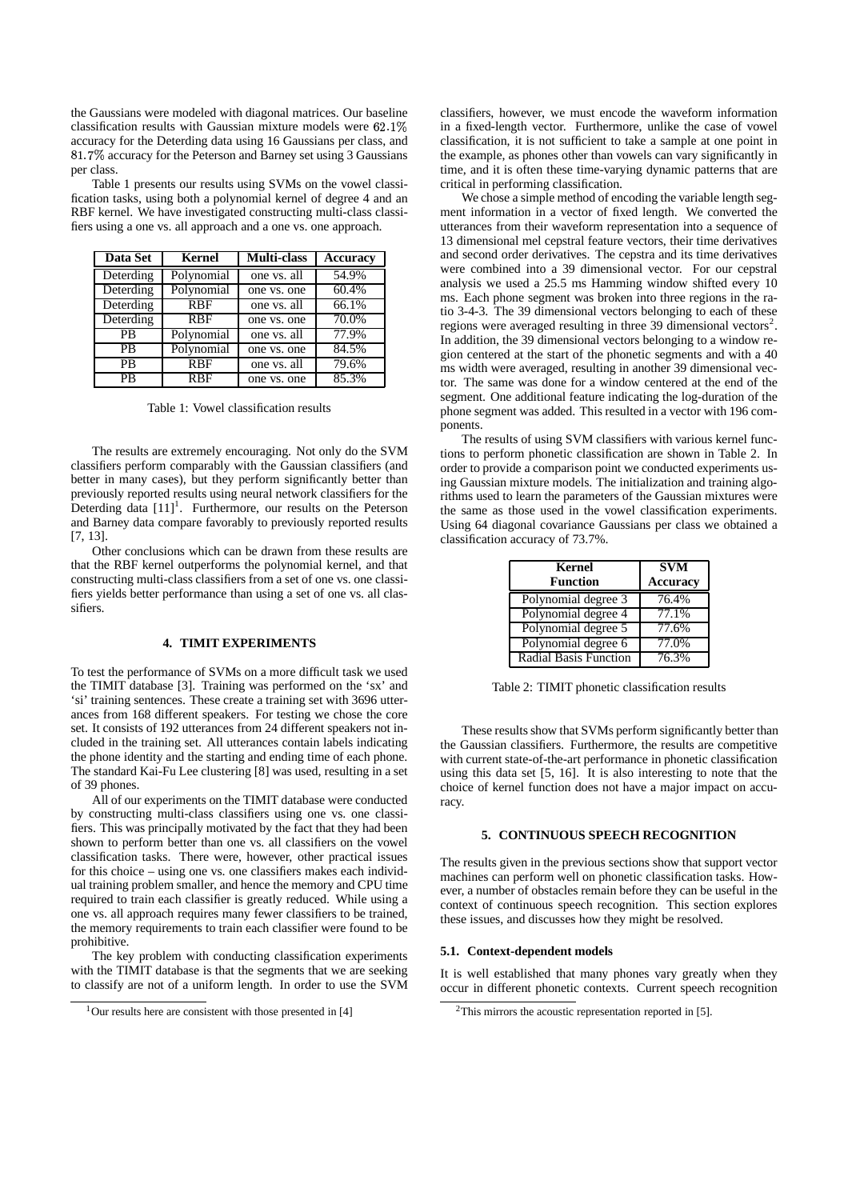the Gaussians were modeled with diagonal matrices. Our baseline classification results with Gaussian mixture models were $62.1\%$ accuracy for the Deterding data using 16 Gaussians per class, and $81.7\%$ accuracy for the Peterson and Barney set using 3 Gaussians per class.

Table 1 presents our results using SVMs on the vowel classification tasks, using both a polynomial kernel of degree 4 and an RBF kernel. We have investigated constructing multi-class classifiers using a one vs. all approach and a one vs. one approach.

| Data Set | Kernel | Multi-class | Accuracy |
|---|---|---|---|
| Deterding | Polynomial | one vs. all | 54.9% |
| Deterding | Polynomial | one vs. one | 60.4% |
| Deterding | RBF | one vs. all | 66.1% |
| Deterding | RBF | one vs. one | 70.0% |
| PB | Polynomial | one vs. all | 77.9% |
| PB | Polynomial | one vs. one | 84.5% |
| PB | RBF | one vs. all | 79.6% |
| PB | RBF | one vs. one | 85.3% |

Table 1: Vowel classification results

The results are extremely encouraging. Not only do the SVM classifiers perform comparably with the Gaussian classifiers (and better in many cases), but they perform significantly better than previously reported results using neural network classifiers for the Deterding data [11][1]. Furthermore, our results on the Peterson and Barney data compare favorably to previously reported results [7, 13].

Other conclusions which can be drawn from these results are that the RBF kernel outperforms the polynomial kernel, and that constructing multi-class classifiers from a set of one vs. one classifiers yields better performance than using a set of one vs. all classifiers.

## 4. TIMIT EXPERIMENTS

To test the performance of SVMs on a more difficult task we used the TIMIT database [3]. Training was performed on the 'sx' and 'si' training sentences. These create a training set with 3696 utterances from 168 different speakers. For testing we chose the core set. It consists of 192 utterances from 24 different speakers not included in the training set. All utterances contain labels indicating the phone identity and the starting and ending time of each phone. The standard Kai-Fu Lee clustering [8] was used, resulting in a set of 39 phones.

All of our experiments on the TIMIT database were conducted by constructing multi-class classifiers using one vs. one classifiers. This was principally motivated by the fact that they had been shown to perform better than one vs. all classifiers on the vowel classification tasks. There were, however, other practical issues for this choice – using one vs. one classifiers makes each individual training problem smaller, and hence the memory and CPU time required to train each classifier is greatly reduced. While using a one vs. all approach requires many fewer classifiers to be trained, the memory requirements to train each classifier were found to be prohibitive.

The key problem with conducting classification experiments with the TIMIT database is that the segments that we are seeking to classify are not of a uniform length. In order to use the SVM classifiers, however, we must encode the waveform information in a fixed-length vector. Furthermore, unlike the case of vowel classification, it is not sufficient to take a sample at one point in the example, as phones other than vowels can vary significantly in time, and it is often these time-varying dynamic patterns that are critical in performing classification.

We chose a simple method of encoding the variable length segment information in a vector of fixed length. We converted the utterances from their waveform representation into a sequence of 13 dimensional mel cepstral feature vectors, their time derivatives and second order derivatives. The cepstra and its time derivatives were combined into a 39 dimensional vector. For our cepstral analysis we used a 25.5 ms Hamming window shifted every 10 ms. Each phone segment was broken into three regions in the ratio 3-4-3. The 39 dimensional vectors belonging to each of these regions were averaged resulting in three 39 dimensional vectors[2]. In addition, the 39 dimensional vectors belonging to a window region centered at the start of the phonetic segments and with a 40 ms width were averaged, resulting in another 39 dimensional vector. The same was done for a window centered at the end of the segment. One additional feature indicating the log-duration of the phone segment was added. This resulted in a vector with 196 components.

The results of using SVM classifiers with various kernel functions to perform phonetic classification are shown in Table 2. In order to provide a comparison point we conducted experiments using Gaussian mixture models. The initialization and training algorithms used to learn the parameters of the Gaussian mixtures were the same as those used in the vowel classification experiments. Using 64 diagonal covariance Gaussians per class we obtained a classification accuracy of 73.7%.

| Kernel Function | SVM Accuracy |
|---|---|
| Polynomial degree 3 | 76.4% |
| Polynomial degree 4 | 77.1% |
| Polynomial degree 5 | 77.6% |
| Polynomial degree 6 | 77.0% |
| Radial Basis Function | 76.3% |

Table 2: TIMIT phonetic classification results

These results show that SVMs perform significantly better than the Gaussian classifiers. Furthermore, the results are competitive with current state-of-the-art performance in phonetic classification using this data set [5, 16]. It is also interesting to note that the choice of kernel function does not have a major impact on accuracy.

## 5. CONTINUOUS SPEECH RECOGNITION

The results given in the previous sections show that support vector machines can perform well on phonetic classification tasks. However, a number of obstacles remain before they can be useful in the context of continuous speech recognition. This section explores these issues, and discusses how they might be resolved.

### 5.1. Context-dependent models

It is well established that many phones vary greatly when they occur in different phonetic contexts. Current speech recognition

[1] Our results here are consistent with those presented in [4]

[2] This mirrors the acoustic representation reported in [5].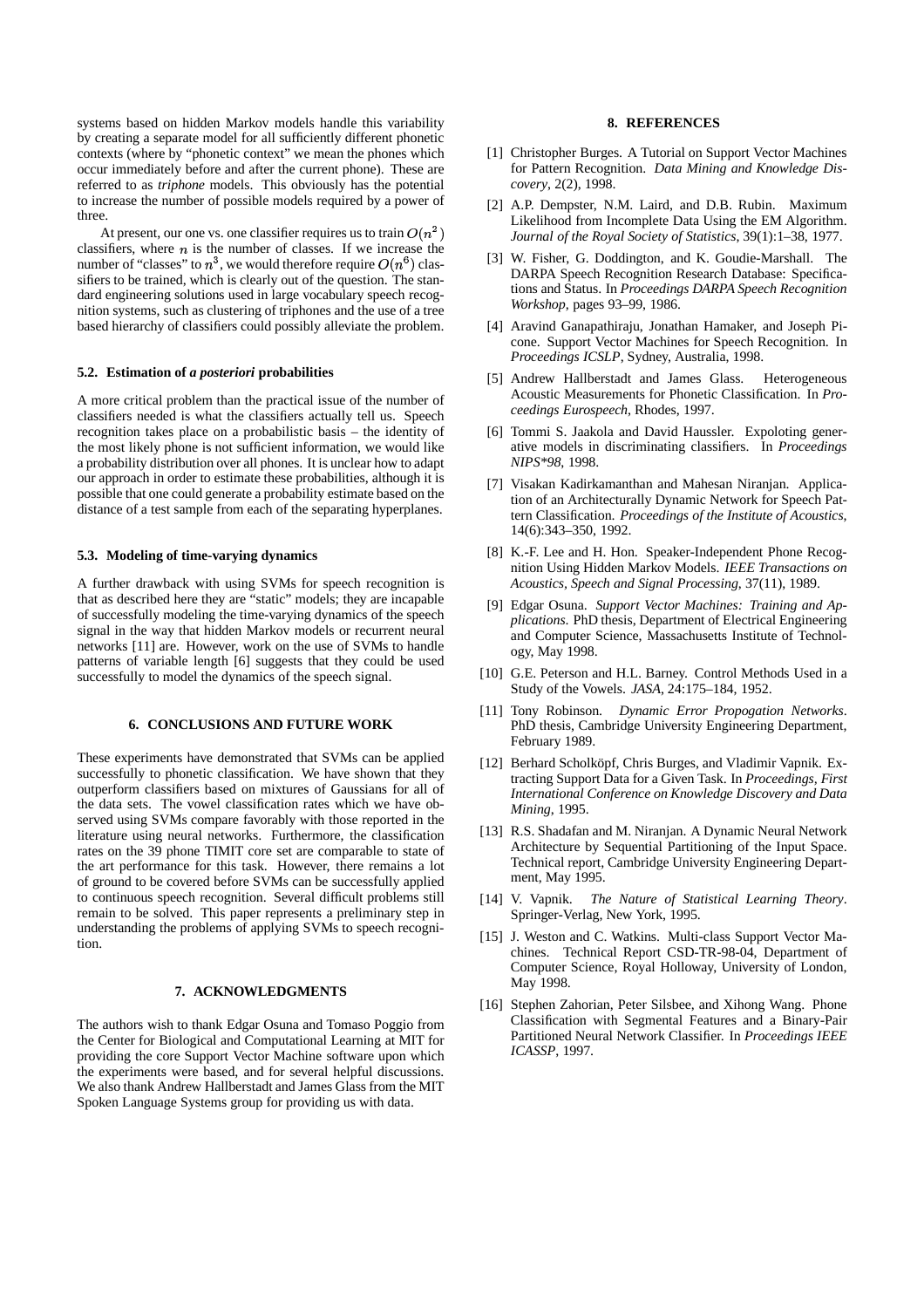systems based on hidden Markov models handle this variability by creating a separate model for all sufficiently different phonetic contexts (where by "phonetic context" we mean the phones which occur immediately before and after the current phone). These are referred to as *triphone* models. This obviously has the potential to increase the number of possible models required by a power of three.

At present, our one vs. one classifier requires us to train $O(n^2)$ classifiers, where $n$ is the number of classes. If we increase the number of "classes" to $n^3$, we would therefore require $O(n^6)$ classifiers to be trained, which is clearly out of the question. The standard engineering solutions used in large vocabulary speech recognition systems, such as clustering of triphones and the use of a tree based hierarchy of classifiers could possibly alleviate the problem.

### 5.2. Estimation of *a posteriori* probabilities

A more critical problem than the practical issue of the number of classifiers needed is what the classifiers actually tell us. Speech recognition takes place on a probabilistic basis – the identity of the most likely phone is not sufficient information, we would like a probability distribution over all phones. It is unclear how to adapt our approach in order to estimate these probabilities, although it is possible that one could generate a probability estimate based on the distance of a test sample from each of the separating hyperplanes.

### 5.3. Modeling of time-varying dynamics

A further drawback with using SVMs for speech recognition is that as described here they are "static" models; they are incapable of successfully modeling the time-varying dynamics of the speech signal in the way that hidden Markov models or recurrent neural networks [11] are. However, work on the use of SVMs to handle patterns of variable length [6] suggests that they could be used successfully to model the dynamics of the speech signal.

## 6. CONCLUSIONS AND FUTURE WORK

These experiments have demonstrated that SVMs can be applied successfully to phonetic classification. We have shown that they outperform classifiers based on mixtures of Gaussians for all of the data sets. The vowel classification rates which we have observed using SVMs compare favorably with those reported in the literature using neural networks. Furthermore, the classification rates on the 39 phone TIMIT core set are comparable to state of the art performance for this task. However, there remains a lot of ground to be covered before SVMs can be successfully applied to continuous speech recognition. Several difficult problems still remain to be solved. This paper represents a preliminary step in understanding the problems of applying SVMs to speech recognition.

## 7. ACKNOWLEDGMENTS

The authors wish to thank Edgar Osuna and Tomaso Poggio from the Center for Biological and Computational Learning at MIT for providing the core Support Vector Machine software upon which the experiments were based, and for several helpful discussions. We also thank Andrew Hallberstadt and James Glass from the MIT Spoken Language Systems group for providing us with data.

## 8. REFERENCES

[1] Christopher Burges. A Tutorial on Support Vector Machines for Pattern Recognition. *Data Mining and Knowledge Discovery*, 2(2), 1998.

[2] A.P. Dempster, N.M. Laird, and D.B. Rubin. Maximum Likelihood from Incomplete Data Using the EM Algorithm. *Journal of the Royal Society of Statistics*, 39(1):1–38, 1977.

[3] W. Fisher, G. Doddington, and K. Goudie-Marshall. The DARPA Speech Recognition Research Database: Specifications and Status. In *Proceedings DARPA Speech Recognition Workshop*, pages 93–99, 1986.

[4] Aravind Ganapathiraju, Jonathan Hamaker, and Joseph Picone. Support Vector Machines for Speech Recognition. In *Proceedings ICSLP*, Sydney, Australia, 1998.

[5] Andrew Hallberstadt and James Glass. Heterogeneous Acoustic Measurements for Phonetic Classification. In *Proceedings Eurospeech*, Rhodes, 1997.

[6] Tommi S. Jaakola and David Haussler. Expoloting generative models in discriminating classifiers. In *Proceedings NIPS*98*, 1998.

[7] Visakan Kadirkamanthan and Mahesan Niranjan. Application of an Architecturally Dynamic Network for Speech Pattern Classification. *Proceedings of the Institute of Acoustics*, 14(6):343–350, 1992.

[8] K.-F. Lee and H. Hon. Speaker-Independent Phone Recognition Using Hidden Markov Models. *IEEE Transactions on Acoustics, Speech and Signal Processing*, 37(11), 1989.

[9] Edgar Osuna. *Support Vector Machines: Training and Applications*. PhD thesis, Department of Electrical Engineering and Computer Science, Massachusetts Institute of Technology, May 1998.

[10] G.E. Peterson and H.L. Barney. Control Methods Used in a Study of the Vowels. *JASA*, 24:175–184, 1952.

[11] Tony Robinson. *Dynamic Error Propogation Networks*. PhD thesis, Cambridge University Engineering Department, February 1989.

[12] Berhard Schölköpf, Chris Burges, and Vladimir Vapnik. Extracting Support Data for a Given Task. In *Proceedings, First International Conference on Knowledge Discovery and Data Mining*, 1995.

[13] R.S. Shadafan and M. Niranjan. A Dynamic Neural Network Architecture by Sequential Partitioning of the Input Space. Technical report, Cambridge University Engineering Department, May 1995.

[14] V. Vapnik. *The Nature of Statistical Learning Theory*. Springer-Verlag, New York, 1995.

[15] J. Weston and C. Watkins. Multi-class Support Vector Machines. Technical Report CSD-TR-98-04, Department of Computer Science, Royal Holloway, University of London, May 1998.

[16] Stephen Zahorian, Peter Silsbee, and Xihong Wang. Phone Classification with Segmental Features and a Binary-Pair Partitioned Neural Network Classifier. In *Proceedings IEEE ICASSP*, 1997.